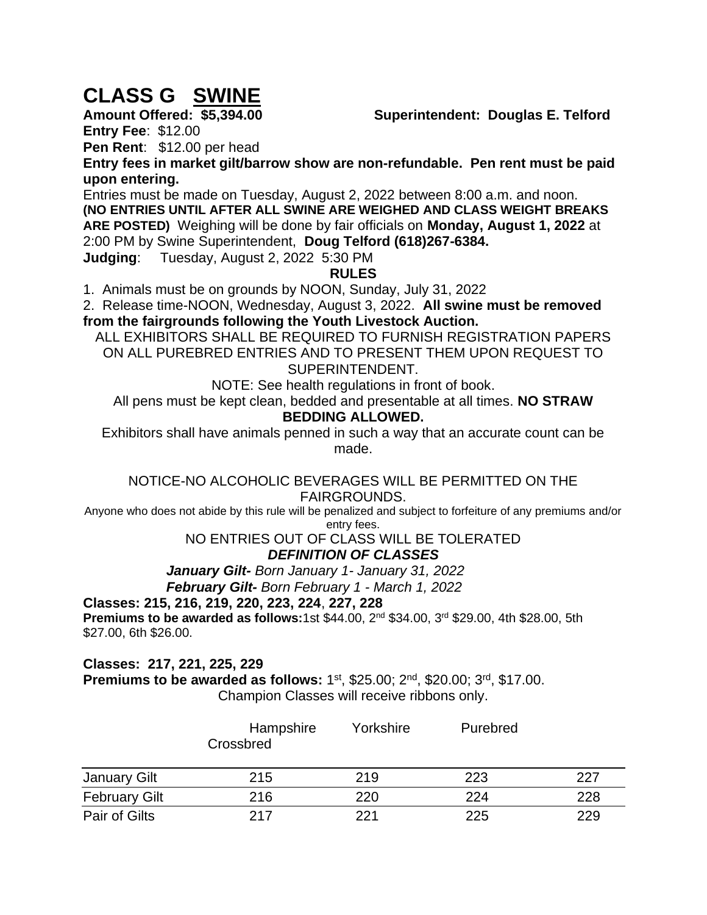# CLASS G SWINE

**Amount Offered: $5,394.00** **Superintendent: Douglas E. Telford**

**Entry Fee**: $12.00

**Pen Rent**: $12.00 per head

**Entry fees in market gilt/barrow show are non-refundable. Pen rent must be paid upon entering.**

Entries must be made on Tuesday, August 2, 2022 between 8:00 a.m. and noon. **(NO ENTRIES UNTIL AFTER ALL SWINE ARE WEIGHED AND CLASS WEIGHT BREAKS ARE POSTED)** Weighing will be done by fair officials on **Monday, August 1, 2022** at 2:00 PM by Swine Superintendent, **Doug Telford (618)267-6384.**

**Judging**: Tuesday, August 2, 2022 5:30 PM

**RULES**

1. Animals must be on grounds by NOON, Sunday, July 31, 2022
2. Release time-NOON, Wednesday, August 3, 2022. **All swine must be removed from the fairgrounds following the Youth Livestock Auction.**

ALL EXHIBITORS SHALL BE REQUIRED TO FURNISH REGISTRATION PAPERS ON ALL PUREBRED ENTRIES AND TO PRESENT THEM UPON REQUEST TO SUPERINTENDENT.

NOTE: See health regulations in front of book.

All pens must be kept clean, bedded and presentable at all times. **NO STRAW BEDDING ALLOWED.**

Exhibitors shall have animals penned in such a way that an accurate count can be made.

NOTICE-NO ALCOHOLIC BEVERAGES WILL BE PERMITTED ON THE FAIRGROUNDS.

Anyone who does not abide by this rule will be penalized and subject to forfeiture of any premiums and/or entry fees.

NO ENTRIES OUT OF CLASS WILL BE TOLERATED

***DEFINITION OF CLASSES***

***January Gilt-*** *Born January 1- January 31, 2022*

***February Gilt-*** *Born February 1 - March 1, 2022*

**Classes: 215, 216, 219, 220, 223, 224, 227, 228**

**Premiums to be awarded as follows:** 1st $44.00, 2nd $34.00, 3rd $29.00, 4th $28.00, 5th $27.00, 6th $26.00.

**Classes: 217, 221, 225, 229**

**Premiums to be awarded as follows:** 1st, $25.00; 2nd, $20.00; 3rd, $17.00.

Champion Classes will receive ribbons only.

| | Hampshire | Yorkshire | Purebred | Crossbred |
|---|---|---|---|---|
| January Gilt | 215 | 219 | 223 | 227 |
| February Gilt | 216 | 220 | 224 | 228 |
| Pair of Gilts | 217 | 221 | 225 | 229 |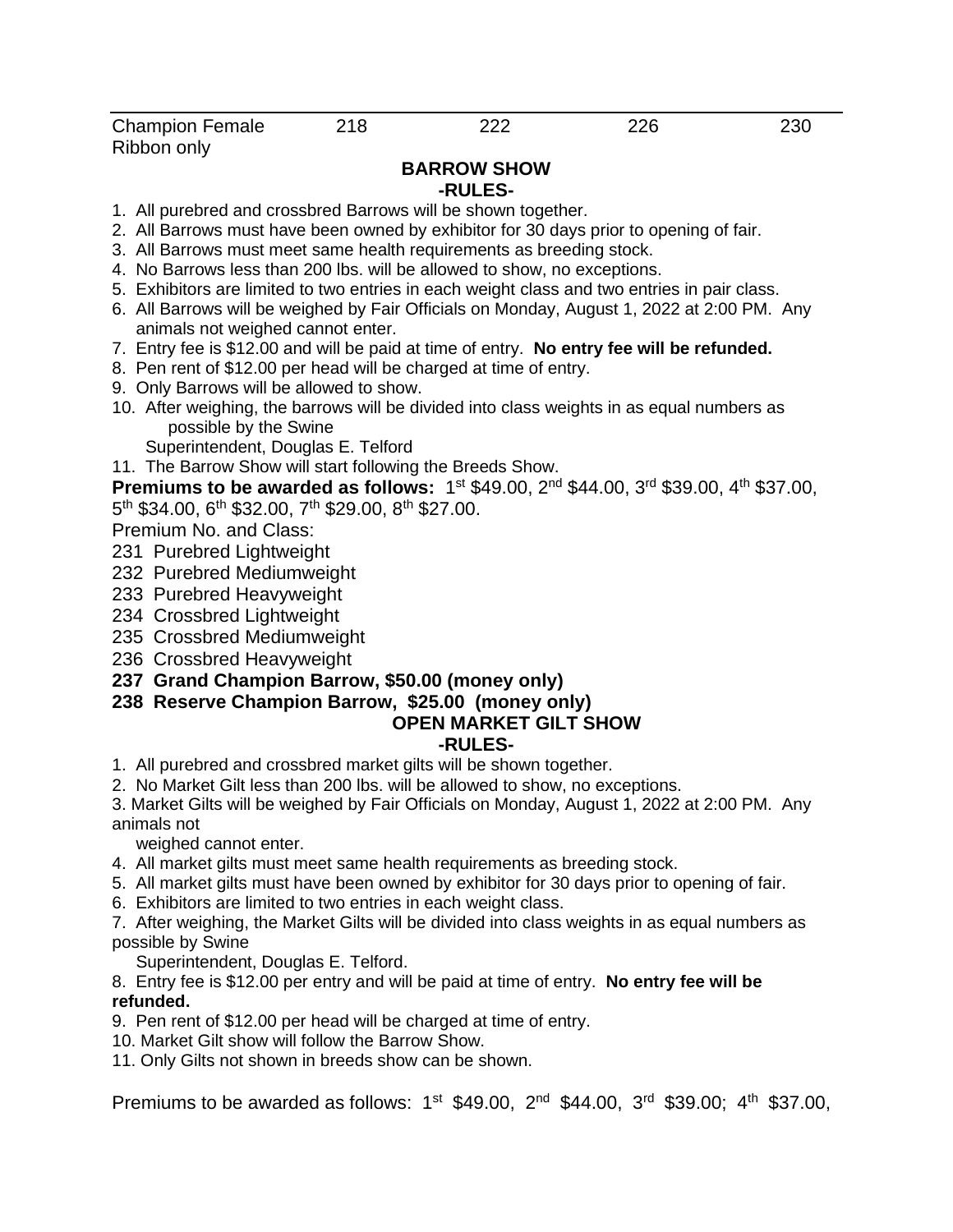| Champion Female Ribbon only | 218 | 222 | 226 | 230 |
|---|---|---|---|---|

## BARROW SHOW
### -RULES-

1. All purebred and crossbred Barrows will be shown together.
2. All Barrows must have been owned by exhibitor for 30 days prior to opening of fair.
3. All Barrows must meet same health requirements as breeding stock.
4. No Barrows less than 200 lbs. will be allowed to show, no exceptions.
5. Exhibitors are limited to two entries in each weight class and two entries in pair class.
6. All Barrows will be weighed by Fair Officials on Monday, August 1, 2022 at 2:00 PM. Any animals not weighed cannot enter.
7. Entry fee is $12.00 and will be paid at time of entry. **No entry fee will be refunded.**
8. Pen rent of $12.00 per head will be charged at time of entry.
9. Only Barrows will be allowed to show.
10. After weighing, the barrows will be divided into class weights in as equal numbers as possible by the Swine Superintendent, Douglas E. Telford
11. The Barrow Show will start following the Breeds Show.

**Premiums to be awarded as follows:** 1st $49.00, 2nd $44.00, 3rd $39.00, 4th $37.00, 5th $34.00, 6th $32.00, 7th $29.00, 8th $27.00.

Premium No. and Class:

231 Purebred Lightweight
232 Purebred Mediumweight
233 Purebred Heavyweight
234 Crossbred Lightweight
235 Crossbred Mediumweight
236 Crossbred Heavyweight
**237 Grand Champion Barrow, $50.00 (money only)**
**238 Reserve Champion Barrow, $25.00 (money only)**

## OPEN MARKET GILT SHOW
### -RULES-

1. All purebred and crossbred market gilts will be shown together.
2. No Market Gilt less than 200 lbs. will be allowed to show, no exceptions.
3. Market Gilts will be weighed by Fair Officials on Monday, August 1, 2022 at 2:00 PM. Any animals not weighed cannot enter.
4. All market gilts must meet same health requirements as breeding stock.
5. All market gilts must have been owned by exhibitor for 30 days prior to opening of fair.
6. Exhibitors are limited to two entries in each weight class.
7. After weighing, the Market Gilts will be divided into class weights in as equal numbers as possible by Swine Superintendent, Douglas E. Telford.
8. Entry fee is $12.00 per entry and will be paid at time of entry. **No entry fee will be refunded.**
9. Pen rent of $12.00 per head will be charged at time of entry.
10. Market Gilt show will follow the Barrow Show.
11. Only Gilts not shown in breeds show can be shown.

Premiums to be awarded as follows: 1st $49.00, 2nd $44.00, 3rd $39.00; 4th $37.00,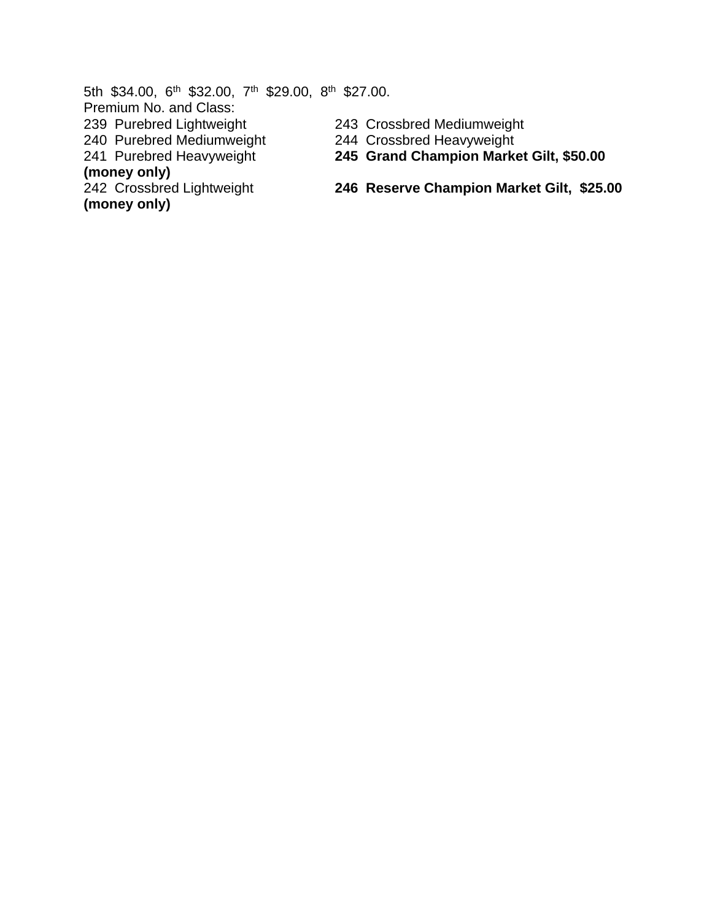5th $34.00, 6th $32.00, 7th $29.00, 8th $27.00.

Premium No. and Class:

239 Purebred Lightweight
240 Purebred Mediumweight
241 Purebred Heavyweight
242 Crossbred Lightweight
243 Crossbred Mediumweight
244 Crossbred Heavyweight
**245 Grand Champion Market Gilt, $50.00 (money only)**
**246 Reserve Champion Market Gilt, $25.00 (money only)**